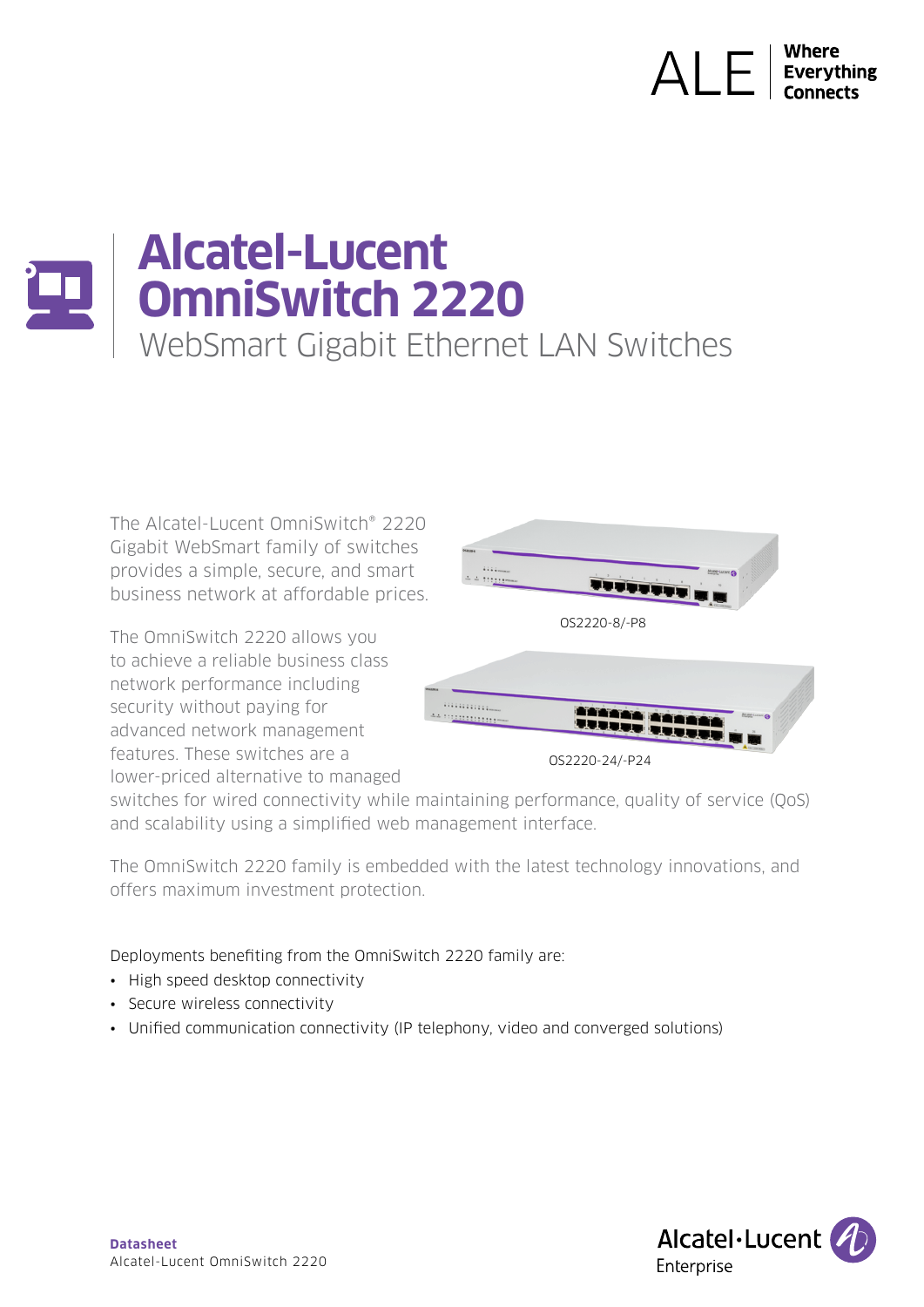# Alcatel-Lucent OmniSwitch 2220

## WebSmart Gigabit Ethernet LAN Switches

The Alcatel-Lucent OmniSwitch® 2220 Gigabit WebSmart family of switches provides a simple, secure, and smart business network at affordable prices.

OS2220-8/-P8

OS2220-24/-P24

The OmniSwitch 2220 allows you to achieve a reliable business class network performance including security without paying for advanced network management features. These switches are a lower-priced alternative to managed switches for wired connectivity while maintaining performance, quality of service (QoS) and scalability using a simplified web management interface.

The OmniSwitch 2220 family is embedded with the latest technology innovations, and offers maximum investment protection.

Deployments benefiting from the OmniSwitch 2220 family are:

- High speed desktop connectivity
- Secure wireless connectivity
- Unified communication connectivity (IP telephony, video and converged solutions)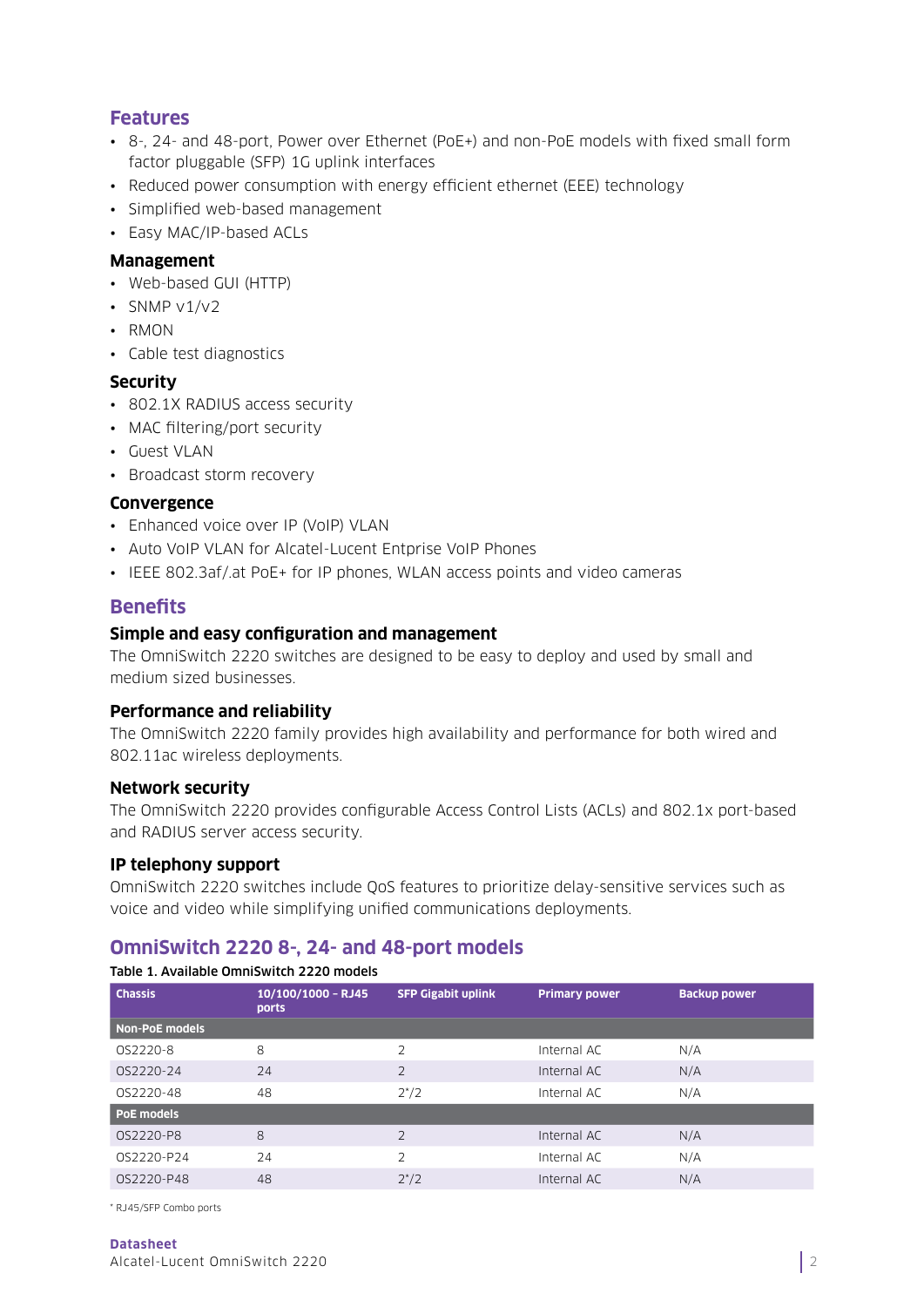## Features

- 8-, 24- and 48-port, Power over Ethernet (PoE+) and non-PoE models with fixed small form factor pluggable (SFP) 1G uplink interfaces
- Reduced power consumption with energy efficient ethernet (EEE) technology
- Simplified web-based management
- Easy MAC/IP-based ACLs

### Management

- Web-based GUI (HTTP)
- SNMP v1/v2
- RMON
- Cable test diagnostics

### Security

- 802.1X RADIUS access security
- MAC filtering/port security
- Guest VLAN
- Broadcast storm recovery

### Convergence

- Enhanced voice over IP (VoIP) VLAN
- Auto VoIP VLAN for Alcatel-Lucent Entprise VoIP Phones
- IEEE 802.3af/.at PoE+ for IP phones, WLAN access points and video cameras

## Benefits

### Simple and easy configuration and management

The OmniSwitch 2220 switches are designed to be easy to deploy and used by small and medium sized businesses.

### Performance and reliability

The OmniSwitch 2220 family provides high availability and performance for both wired and 802.11ac wireless deployments.

### Network security

The OmniSwitch 2220 provides configurable Access Control Lists (ACLs) and 802.1x port-based and RADIUS server access security.

### IP telephony support

OmniSwitch 2220 switches include QoS features to prioritize delay-sensitive services such as voice and video while simplifying unified communications deployments.

## OmniSwitch 2220 8-, 24- and 48-port models

**Table 1. Available OmniSwitch 2220 models**

| Chassis | 10/100/1000 – RJ45 ports | SFP Gigabit uplink | Primary power | Backup power |
|---|---|---|---|---|
| **Non-PoE models** | | | | |
| OS2220-8 | 8 | 2 | Internal AC | N/A |
| OS2220-24 | 24 | 2 | Internal AC | N/A |
| OS2220-48 | 48 | 2*/2 | Internal AC | N/A |
| **PoE models** | | | | |
| OS2220-P8 | 8 | 2 | Internal AC | N/A |
| OS2220-P24 | 24 | 2 | Internal AC | N/A |
| OS2220-P48 | 48 | 2*/2 | Internal AC | N/A |

* RJ45/SFP Combo ports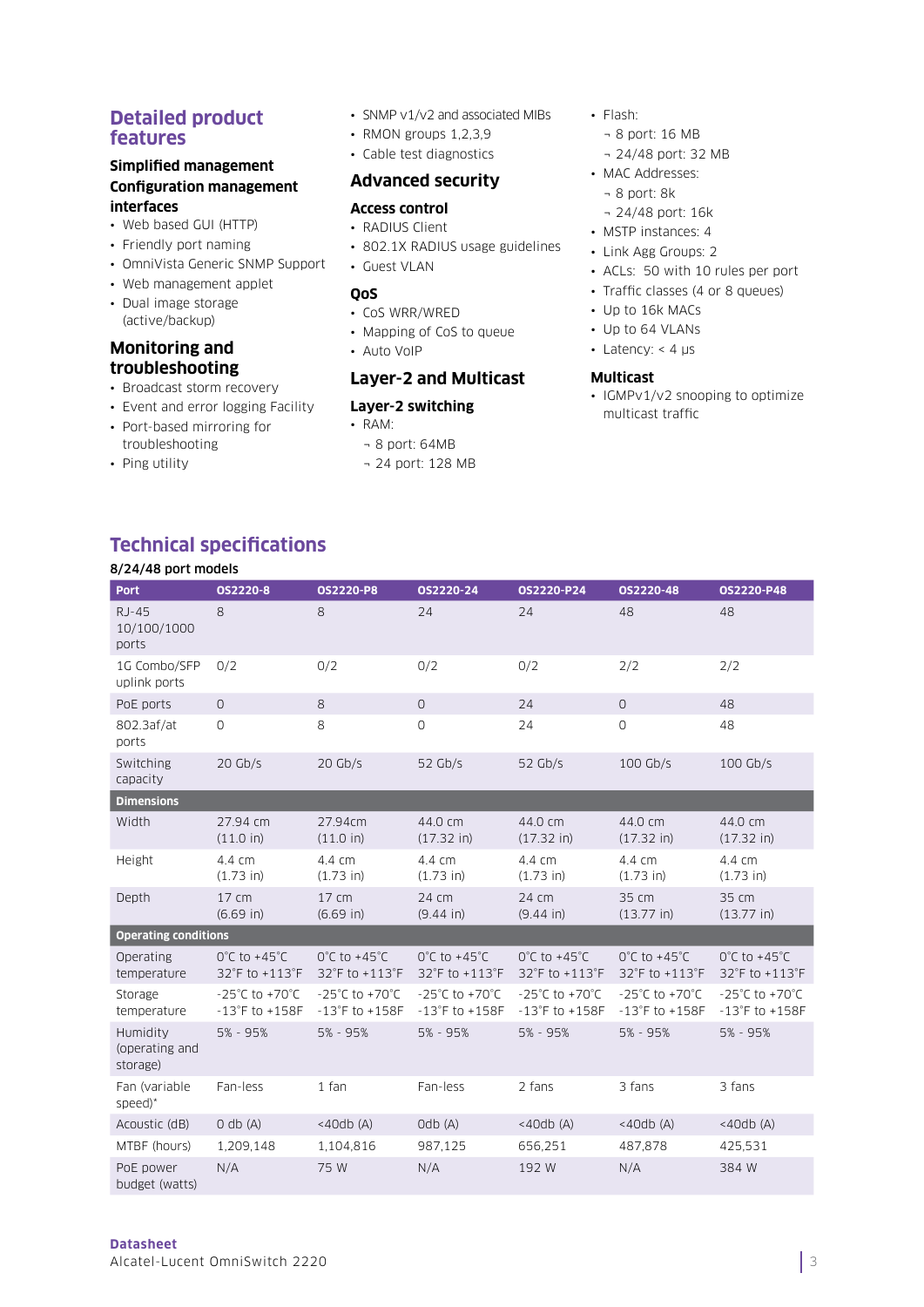## Detailed product features

### Simplified management

#### Configuration management interfaces

- Web based GUI (HTTP)
- Friendly port naming
- OmniVista Generic SNMP Support
- Web management applet
- Dual image storage (active/backup)

### Monitoring and troubleshooting

- Broadcast storm recovery
- Event and error logging Facility
- Port-based mirroring for troubleshooting
- Ping utility
- SNMP v1/v2 and associated MIBs
- RMON groups 1,2,3,9
- Cable test diagnostics

### Advanced security

#### Access control

- RADIUS Client
- 802.1X RADIUS usage guidelines
- Guest VLAN

#### QoS

- CoS WRR/WRED
- Mapping of CoS to queue
- Auto VoIP

### Layer-2 and Multicast

#### Layer-2 switching

- RAM:
  - 8 port: 64MB
  - 24 port: 128 MB
- Flash:
  - 8 port: 16 MB
  - 24/48 port: 32 MB
- MAC Addresses:
  - 8 port: 8k
  - 24/48 port: 16k
- MSTP instances: 4
- Link Agg Groups: 2
- ACLs: 50 with 10 rules per port
- Traffic classes (4 or 8 queues)
- Up to 16k MACs
- Up to 64 VLANs
- Latency: < 4 µs

#### Multicast

- IGMPv1/v2 snooping to optimize multicast traffic

## Technical specifications

**8/24/48 port models**

| Port | OS2220-8 | OS2220-P8 | OS2220-24 | OS2220-P24 | OS2220-48 | OS2220-P48 |
|---|---|---|---|---|---|---|
| RJ-45 10/100/1000 ports | 8 | 8 | 24 | 24 | 48 | 48 |
| 1G Combo/SFP uplink ports | 0/2 | 0/2 | 0/2 | 0/2 | 2/2 | 2/2 |
| PoE ports | 0 | 8 | 0 | 24 | 0 | 48 |
| 802.3af/at ports | 0 | 8 | 0 | 24 | 0 | 48 |
| Switching capacity | 20 Gb/s | 20 Gb/s | 52 Gb/s | 52 Gb/s | 100 Gb/s | 100 Gb/s |
| **Dimensions** | | | | | | |
| Width | 27.94 cm (11.0 in) | 27.94cm (11.0 in) | 44.0 cm (17.32 in) | 44.0 cm (17.32 in) | 44.0 cm (17.32 in) | 44.0 cm (17.32 in) |
| Height | 4.4 cm (1.73 in) | 4.4 cm (1.73 in) | 4.4 cm (1.73 in) | 4.4 cm (1.73 in) | 4.4 cm (1.73 in) | 4.4 cm (1.73 in) |
| Depth | 17 cm (6.69 in) | 17 cm (6.69 in) | 24 cm (9.44 in) | 24 cm (9.44 in) | 35 cm (13.77 in) | 35 cm (13.77 in) |
| **Operating conditions** | | | | | | |
| Operating temperature | 0°C to +45°C 32°F to +113°F | 0°C to +45°C 32°F to +113°F | 0°C to +45°C 32°F to +113°F | 0°C to +45°C 32°F to +113°F | 0°C to +45°C 32°F to +113°F | 0°C to +45°C 32°F to +113°F |
| Storage temperature | -25°C to +70°C -13°F to +158F | -25°C to +70°C -13°F to +158F | -25°C to +70°C -13°F to +158F | -25°C to +70°C -13°F to +158F | -25°C to +70°C -13°F to +158F | -25°C to +70°C -13°F to +158F |
| Humidity (operating and storage) | 5% - 95% | 5% - 95% | 5% - 95% | 5% - 95% | 5% - 95% | 5% - 95% |
| Fan (variable speed)* | Fan-less | 1 fan | Fan-less | 2 fans | 3 fans | 3 fans |
| Acoustic (dB) | 0 db (A) | <40db (A) | 0db (A) | <40db (A) | <40db (A) | <40db (A) |
| MTBF (hours) | 1,209,148 | 1,104,816 | 987,125 | 656,251 | 487,878 | 425,531 |
| PoE power budget (watts) | N/A | 75 W | N/A | 192 W | N/A | 384 W |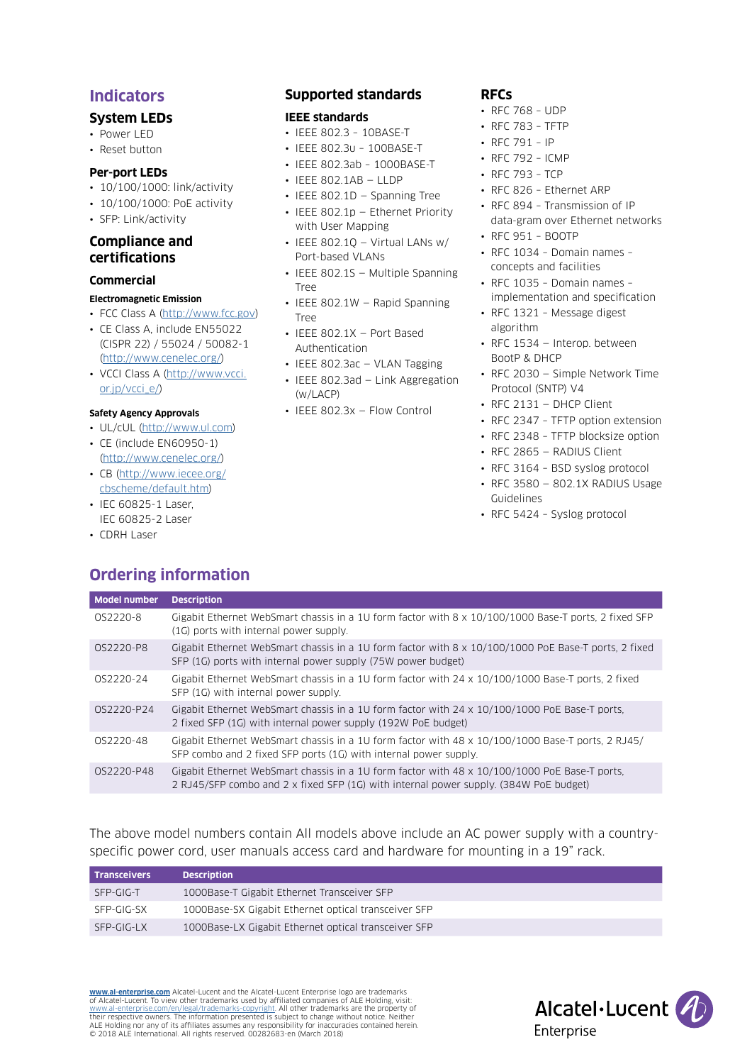## Indicators

### System LEDs

- Power LED
- Reset button

### Per-port LEDs

- 10/100/1000: link/activity
- 10/100/1000: PoE activity
- SFP: Link/activity

### Compliance and certifications

### Commercial

#### Electromagnetic Emission

- FCC Class A (http://www.fcc.gov)
- CE Class A, include EN55022 (CISPR 22) / 55024 / 50082-1 (http://www.cenelec.org/)
- VCCI Class A (http://www.vcci.or.jp/vcci_e/)

#### Safety Agency Approvals

- UL/cUL (http://www.ul.com)
- CE (include EN60950-1) (http://www.cenelec.org/)
- CB (http://www.iecee.org/cbscheme/default.htm)
- IEC 60825-1 Laser, IEC 60825-2 Laser
- CDRH Laser

## Supported standards

### IEEE standards

- IEEE 802.3 – 10BASE-T
- IEEE 802.3u – 100BASE-T
- IEEE 802.3ab – 1000BASE-T
- IEEE 802.1AB – LLDP
- IEEE 802.1D – Spanning Tree
- IEEE 802.1p – Ethernet Priority with User Mapping
- IEEE 802.1Q – Virtual LANs w/ Port-based VLANs
- IEEE 802.1S – Multiple Spanning Tree
- IEEE 802.1W – Rapid Spanning Tree
- IEEE 802.1X – Port Based Authentication
- IEEE 802.3ac – VLAN Tagging
- IEEE 802.3ad – Link Aggregation (w/LACP)
- IEEE 802.3x – Flow Control

## RFCs

- RFC 768 – UDP
- RFC 783 – TFTP
- RFC 791 – IP
- RFC 792 – ICMP
- RFC 793 – TCP
- RFC 826 – Ethernet ARP
- RFC 894 – Transmission of IP data-gram over Ethernet networks
- RFC 951 – BOOTP
- RFC 1034 – Domain names – concepts and facilities
- RFC 1035 – Domain names – implementation and specification
- RFC 1321 – Message digest algorithm
- RFC 1534 – Interop. between BootP & DHCP
- RFC 2030 – Simple Network Time Protocol (SNTP) V4
- RFC 2131 – DHCP Client
- RFC 2347 – TFTP option extension
- RFC 2348 – TFTP blocksize option
- RFC 2865 – RADIUS Client
- RFC 3164 – BSD syslog protocol
- RFC 3580 – 802.1X RADIUS Usage Guidelines
- RFC 5424 – Syslog protocol

## Ordering information

| Model number | Description |
|---|---|
| OS2220-8 | Gigabit Ethernet WebSmart chassis in a 1U form factor with 8 x 10/100/1000 Base-T ports, 2 fixed SFP (1G) ports with internal power supply. |
| OS2220-P8 | Gigabit Ethernet WebSmart chassis in a 1U form factor with 8 x 10/100/1000 PoE Base-T ports, 2 fixed SFP (1G) ports with internal power supply (75W power budget) |
| OS2220-24 | Gigabit Ethernet WebSmart chassis in a 1U form factor with 24 x 10/100/1000 Base-T ports, 2 fixed SFP (1G) with internal power supply. |
| OS2220-P24 | Gigabit Ethernet WebSmart chassis in a 1U form factor with 24 x 10/100/1000 PoE Base-T ports, 2 fixed SFP (1G) with internal power supply (192W PoE budget) |
| OS2220-48 | Gigabit Ethernet WebSmart chassis in a 1U form factor with 48 x 10/100/1000 Base-T ports, 2 RJ45/SFP combo and 2 fixed SFP ports (1G) with internal power supply. |
| OS2220-P48 | Gigabit Ethernet WebSmart chassis in a 1U form factor with 48 x 10/100/1000 PoE Base-T ports, 2 RJ45/SFP combo and 2 x fixed SFP (1G) with internal power supply. (384W PoE budget) |

The above model numbers contain All models above include an AC power supply with a country-specific power cord, user manuals access card and hardware for mounting in a 19" rack.

| Transceivers | Description |
|---|---|
| SFP-GIG-T | 1000Base-T Gigabit Ethernet Transceiver SFP |
| SFP-GIG-SX | 1000Base-SX Gigabit Ethernet optical transceiver SFP |
| SFP-GIG-LX | 1000Base-LX Gigabit Ethernet optical transceiver SFP |

www.al-enterprise.com Alcatel-Lucent and the Alcatel-Lucent Enterprise logo are trademarks of Alcatel-Lucent. To view other trademarks used by affiliated companies of ALE Holding, visit: www.al-enterprise.com/en/legal/trademarks-copyright. All other trademarks are the property of their respective owners. The information presented is subject to change without notice. Neither ALE Holding nor any of its affiliates assumes any responsibility for inaccuracies contained herein. © 2018 ALE International. All rights reserved. 00282683-en (March 2018)

Alcatel·Lucent Enterprise